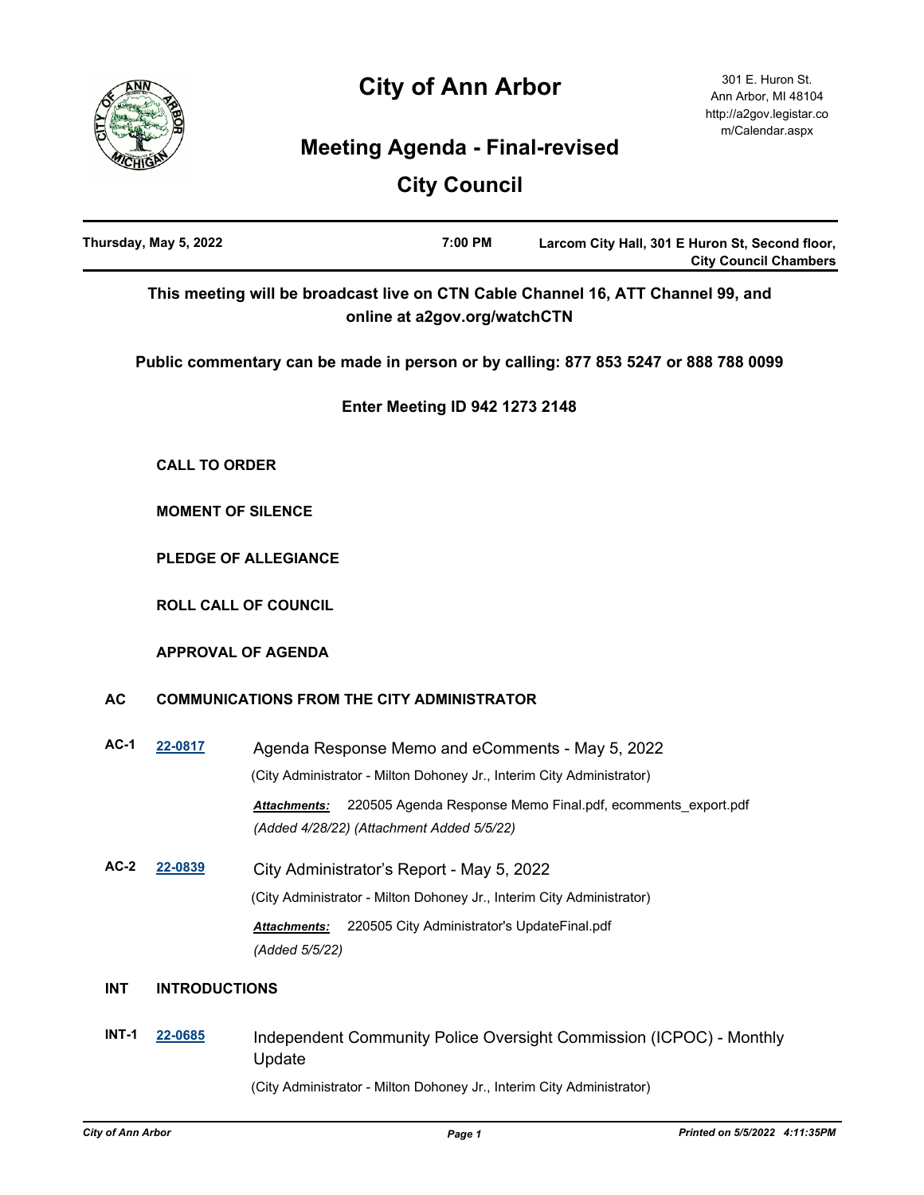# City of Ann Arbor

301 E. Huron St.
Ann Arbor, MI 48104
http://a2gov.legistar.com/Calendar.aspx

## Meeting Agenda - Final-revised

## City Council

| Thursday, May 5, 2022 | 7:00 PM | Larcom City Hall, 301 E Huron St, Second floor, City Council Chambers |
|---|---|---|

**This meeting will be broadcast live on CTN Cable Channel 16, ATT Channel 99, and online at a2gov.org/watchCTN**

**Public commentary can be made in person or by calling: 877 853 5247 or 888 788 0099**

**Enter Meeting ID 942 1273 2148**

**CALL TO ORDER**

**MOMENT OF SILENCE**

**PLEDGE OF ALLEGIANCE**

**ROLL CALL OF COUNCIL**

**APPROVAL OF AGENDA**

### AC COMMUNICATIONS FROM THE CITY ADMINISTRATOR

**AC-1** [22-0817](22-0817) Agenda Response Memo and eComments - May 5, 2022

(City Administrator - Milton Dohoney Jr., Interim City Administrator)

***Attachments:*** 220505 Agenda Response Memo Final.pdf, ecomments_export.pdf

*(Added 4/28/22) (Attachment Added 5/5/22)*

**AC-2** [22-0839](22-0839) City Administrator's Report - May 5, 2022

(City Administrator - Milton Dohoney Jr., Interim City Administrator)

***Attachments:*** 220505 City Administrator's UpdateFinal.pdf

*(Added 5/5/22)*

### INT INTRODUCTIONS

**INT-1** [22-0685](22-0685) Independent Community Police Oversight Commission (ICPOC) - Monthly Update

(City Administrator - Milton Dohoney Jr., Interim City Administrator)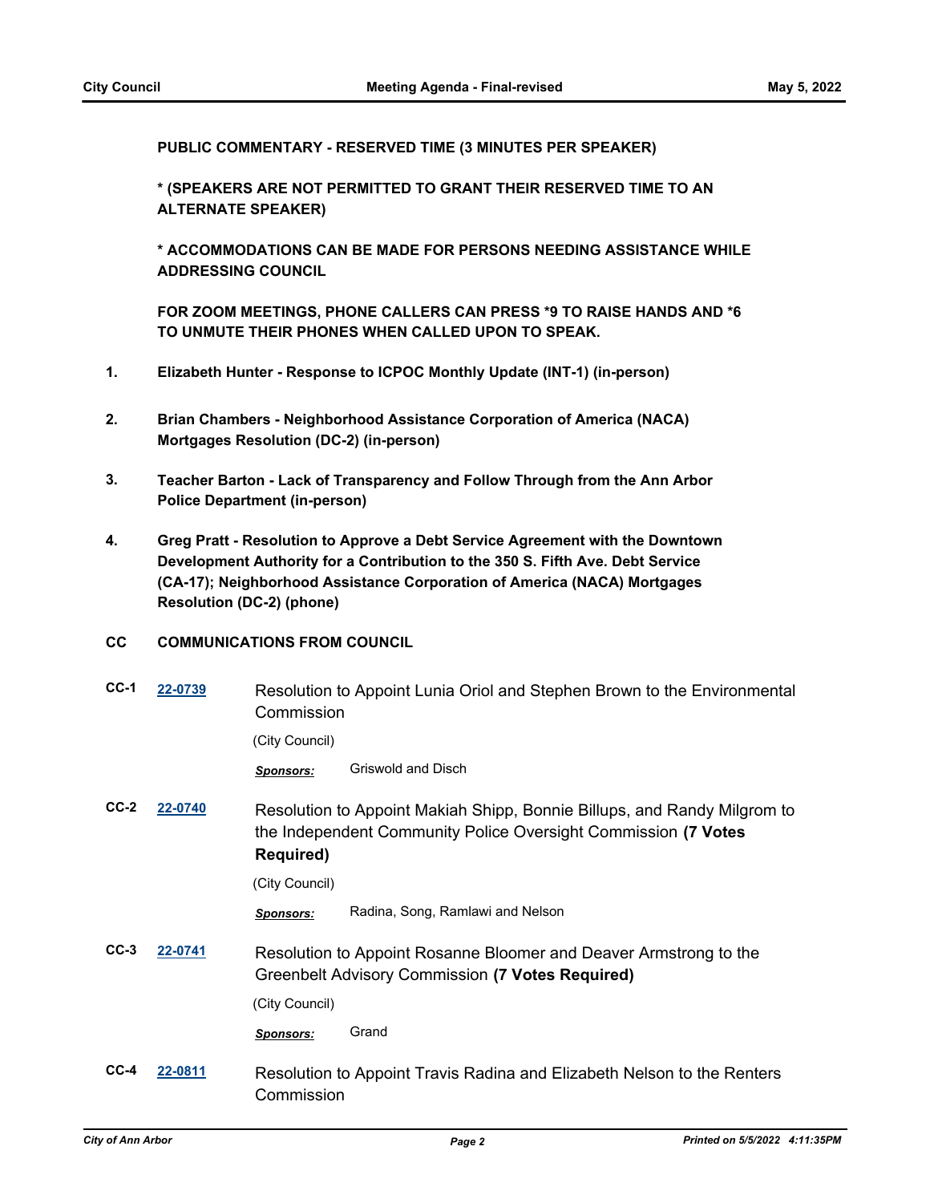**PUBLIC COMMENTARY - RESERVED TIME (3 MINUTES PER SPEAKER)**

**\* (SPEAKERS ARE NOT PERMITTED TO GRANT THEIR RESERVED TIME TO AN ALTERNATE SPEAKER)**

**\* ACCOMMODATIONS CAN BE MADE FOR PERSONS NEEDING ASSISTANCE WHILE ADDRESSING COUNCIL**

**FOR ZOOM MEETINGS, PHONE CALLERS CAN PRESS \*9 TO RAISE HANDS AND \*6 TO UNMUTE THEIR PHONES WHEN CALLED UPON TO SPEAK.**

1. **Elizabeth Hunter - Response to ICPOC Monthly Update (INT-1) (in-person)**

2. **Brian Chambers - Neighborhood Assistance Corporation of America (NACA) Mortgages Resolution (DC-2) (in-person)**

3. **Teacher Barton - Lack of Transparency and Follow Through from the Ann Arbor Police Department (in-person)**

4. **Greg Pratt - Resolution to Approve a Debt Service Agreement with the Downtown Development Authority for a Contribution to the 350 S. Fifth Ave. Debt Service (CA-17); Neighborhood Assistance Corporation of America (NACA) Mortgages Resolution (DC-2) (phone)**

## CC COMMUNICATIONS FROM COUNCIL

**CC-1** **22-0739** Resolution to Appoint Lunia Oriol and Stephen Brown to the Environmental Commission

(City Council)

***Sponsors:*** Griswold and Disch

**CC-2** **22-0740** Resolution to Appoint Makiah Shipp, Bonnie Billups, and Randy Milgrom to the Independent Community Police Oversight Commission **(7 Votes Required)**

(City Council)

***Sponsors:*** Radina, Song, Ramlawi and Nelson

**CC-3** **22-0741** Resolution to Appoint Rosanne Bloomer and Deaver Armstrong to the Greenbelt Advisory Commission **(7 Votes Required)**

(City Council)

***Sponsors:*** Grand

**CC-4** **22-0811** Resolution to Appoint Travis Radina and Elizabeth Nelson to the Renters Commission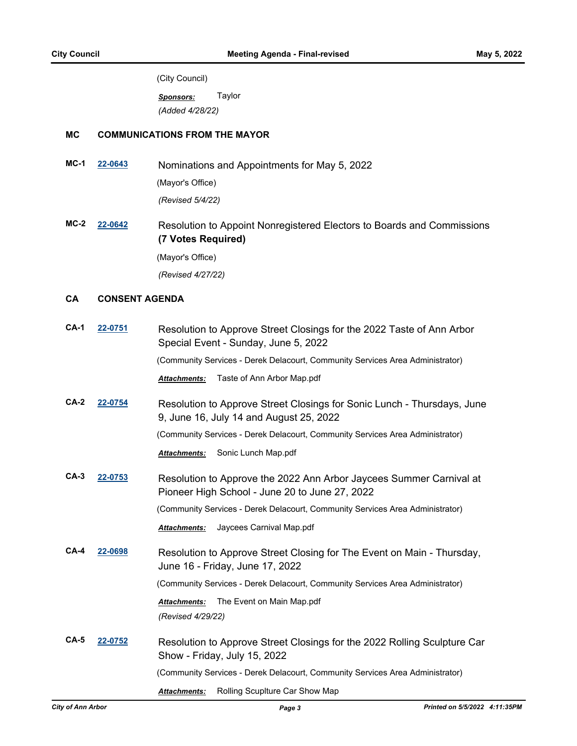(City Council)

***Sponsors:*** Taylor

*(Added 4/28/22)*

## MC COMMUNICATIONS FROM THE MAYOR

**MC-1** **22-0643** Nominations and Appointments for May 5, 2022

(Mayor's Office)

*(Revised 5/4/22)*

**MC-2** **22-0642** Resolution to Appoint Nonregistered Electors to Boards and Commissions **(7 Votes Required)**

(Mayor's Office)

*(Revised 4/27/22)*

## CA CONSENT AGENDA

**CA-1** **22-0751** Resolution to Approve Street Closings for the 2022 Taste of Ann Arbor Special Event - Sunday, June 5, 2022

(Community Services - Derek Delacourt, Community Services Area Administrator)

***Attachments:*** Taste of Ann Arbor Map.pdf

**CA-2** **22-0754** Resolution to Approve Street Closings for Sonic Lunch - Thursdays, June 9, June 16, July 14 and August 25, 2022

(Community Services - Derek Delacourt, Community Services Area Administrator)

***Attachments:*** Sonic Lunch Map.pdf

**CA-3** **22-0753** Resolution to Approve the 2022 Ann Arbor Jaycees Summer Carnival at Pioneer High School - June 20 to June 27, 2022

(Community Services - Derek Delacourt, Community Services Area Administrator)

***Attachments:*** Jaycees Carnival Map.pdf

**CA-4** **22-0698** Resolution to Approve Street Closing for The Event on Main - Thursday, June 16 - Friday, June 17, 2022

(Community Services - Derek Delacourt, Community Services Area Administrator)

***Attachments:*** The Event on Main Map.pdf

*(Revised 4/29/22)*

**CA-5** **22-0752** Resolution to Approve Street Closings for the 2022 Rolling Sculpture Car Show - Friday, July 15, 2022

(Community Services - Derek Delacourt, Community Services Area Administrator)

***Attachments:*** Rolling Scuplture Car Show Map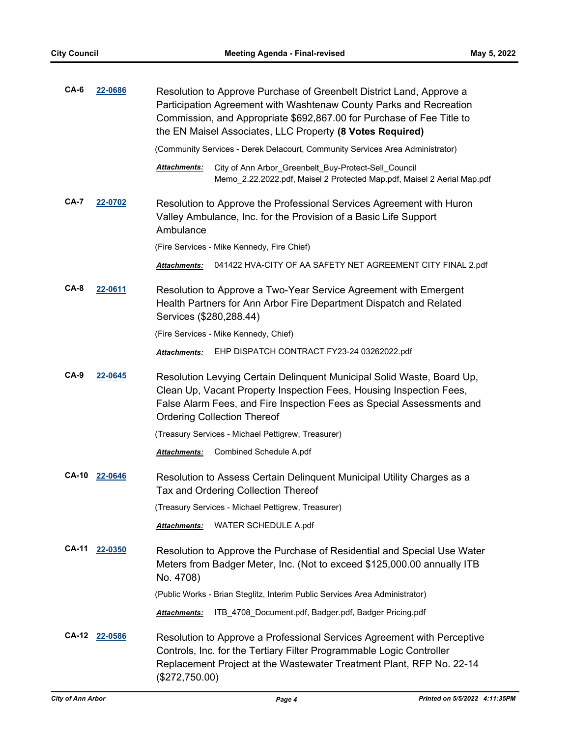**CA-6** **22-0686**

Resolution to Approve Purchase of Greenbelt District Land, Approve a Participation Agreement with Washtenaw County Parks and Recreation Commission, and Appropriate $692,867.00 for Purchase of Fee Title to the EN Maisel Associates, LLC Property **(8 Votes Required)**

(Community Services - Derek Delacourt, Community Services Area Administrator)

***Attachments:*** City of Ann Arbor_Greenbelt_Buy-Protect-Sell_Council Memo_2.22.2022.pdf, Maisel 2 Protected Map.pdf, Maisel 2 Aerial Map.pdf

**CA-7** **22-0702**

Resolution to Approve the Professional Services Agreement with Huron Valley Ambulance, Inc. for the Provision of a Basic Life Support Ambulance

(Fire Services - Mike Kennedy, Fire Chief)

***Attachments:*** 041422 HVA-CITY OF AA SAFETY NET AGREEMENT CITY FINAL 2.pdf

**CA-8** **22-0611**

Resolution to Approve a Two-Year Service Agreement with Emergent Health Partners for Ann Arbor Fire Department Dispatch and Related Services ($280,288.44)

(Fire Services - Mike Kennedy, Chief)

***Attachments:*** EHP DISPATCH CONTRACT FY23-24 03262022.pdf

**CA-9** **22-0645**

Resolution Levying Certain Delinquent Municipal Solid Waste, Board Up, Clean Up, Vacant Property Inspection Fees, Housing Inspection Fees, False Alarm Fees, and Fire Inspection Fees as Special Assessments and Ordering Collection Thereof

(Treasury Services - Michael Pettigrew, Treasurer)

***Attachments:*** Combined Schedule A.pdf

**CA-10** **22-0646**

Resolution to Assess Certain Delinquent Municipal Utility Charges as a Tax and Ordering Collection Thereof

(Treasury Services - Michael Pettigrew, Treasurer)

***Attachments:*** WATER SCHEDULE A.pdf

**CA-11** **22-0350**

Resolution to Approve the Purchase of Residential and Special Use Water Meters from Badger Meter, Inc. (Not to exceed $125,000.00 annually ITB No. 4708)

(Public Works - Brian Steglitz, Interim Public Services Area Administrator)

***Attachments:*** ITB_4708_Document.pdf, Badger.pdf, Badger Pricing.pdf

**CA-12** **22-0586**

Resolution to Approve a Professional Services Agreement with Perceptive Controls, Inc. for the Tertiary Filter Programmable Logic Controller Replacement Project at the Wastewater Treatment Plant, RFP No. 22-14 ($272,750.00)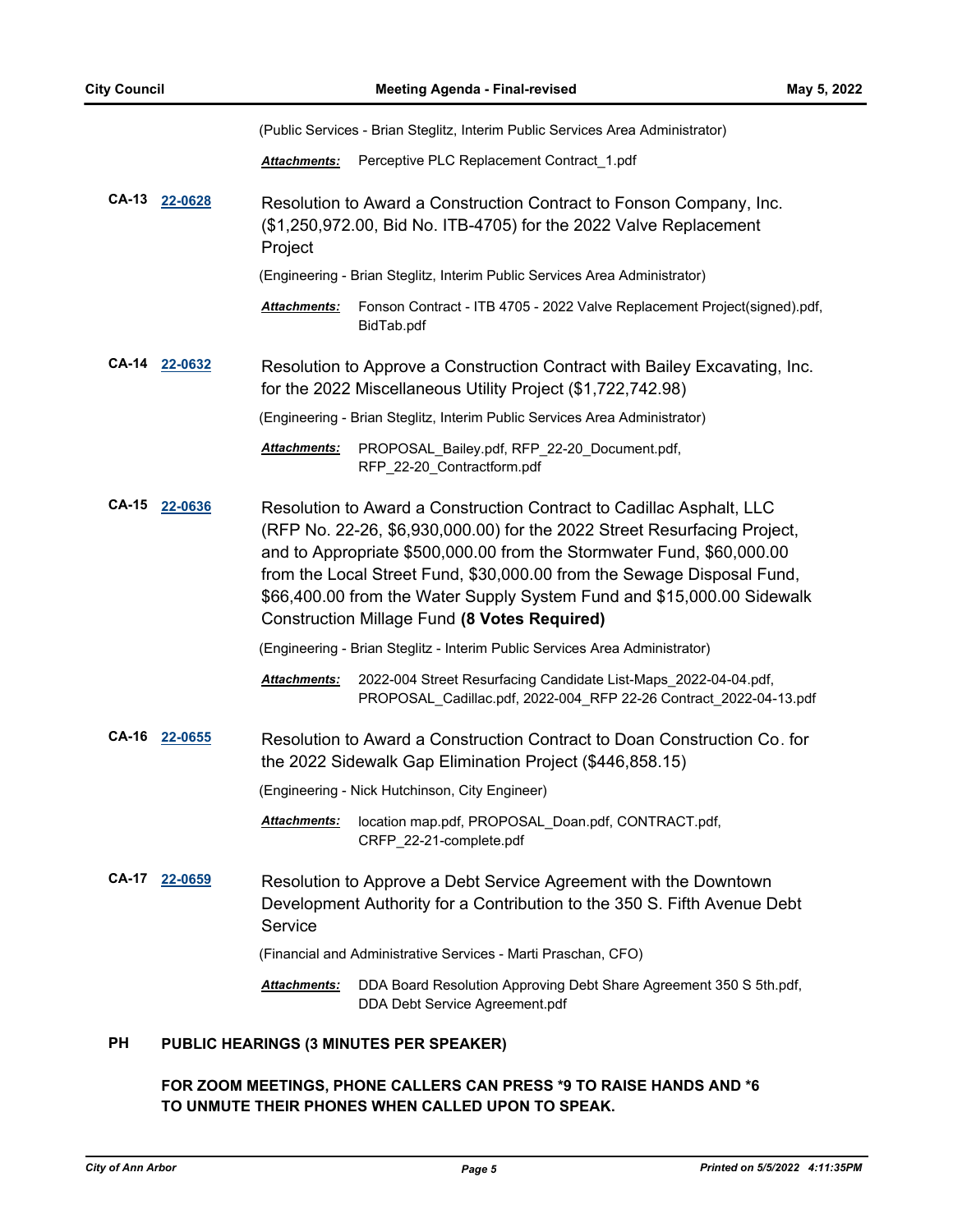(Public Services - Brian Steglitz, Interim Public Services Area Administrator)

***Attachments:*** Perceptive PLC Replacement Contract_1.pdf

**CA-13** **22-0628**

Resolution to Award a Construction Contract to Fonson Company, Inc. ($1,250,972.00, Bid No. ITB-4705) for the 2022 Valve Replacement Project

(Engineering - Brian Steglitz, Interim Public Services Area Administrator)

***Attachments:*** Fonson Contract - ITB 4705 - 2022 Valve Replacement Project(signed).pdf, BidTab.pdf

**CA-14** **22-0632**

Resolution to Approve a Construction Contract with Bailey Excavating, Inc. for the 2022 Miscellaneous Utility Project ($1,722,742.98)

(Engineering - Brian Steglitz, Interim Public Services Area Administrator)

***Attachments:*** PROPOSAL_Bailey.pdf, RFP_22-20_Document.pdf, RFP_22-20_Contractform.pdf

**CA-15** **22-0636**

Resolution to Award a Construction Contract to Cadillac Asphalt, LLC (RFP No. 22-26, $6,930,000.00) for the 2022 Street Resurfacing Project, and to Appropriate $500,000.00 from the Stormwater Fund, $60,000.00 from the Local Street Fund, $30,000.00 from the Sewage Disposal Fund, $66,400.00 from the Water Supply System Fund and $15,000.00 Sidewalk Construction Millage Fund **(8 Votes Required)**

(Engineering - Brian Steglitz - Interim Public Services Area Administrator)

***Attachments:*** 2022-004 Street Resurfacing Candidate List-Maps_2022-04-04.pdf, PROPOSAL_Cadillac.pdf, 2022-004_RFP 22-26 Contract_2022-04-13.pdf

**CA-16** **22-0655**

Resolution to Award a Construction Contract to Doan Construction Co. for the 2022 Sidewalk Gap Elimination Project ($446,858.15)

(Engineering - Nick Hutchinson, City Engineer)

***Attachments:*** location map.pdf, PROPOSAL_Doan.pdf, CONTRACT.pdf, CRFP_22-21-complete.pdf

**CA-17** **22-0659**

Resolution to Approve a Debt Service Agreement with the Downtown Development Authority for a Contribution to the 350 S. Fifth Avenue Debt Service

(Financial and Administrative Services - Marti Praschan, CFO)

***Attachments:*** DDA Board Resolution Approving Debt Share Agreement 350 S 5th.pdf, DDA Debt Service Agreement.pdf

## PH PUBLIC HEARINGS (3 MINUTES PER SPEAKER)

**FOR ZOOM MEETINGS, PHONE CALLERS CAN PRESS *9 TO RAISE HANDS AND *6 TO UNMUTE THEIR PHONES WHEN CALLED UPON TO SPEAK.**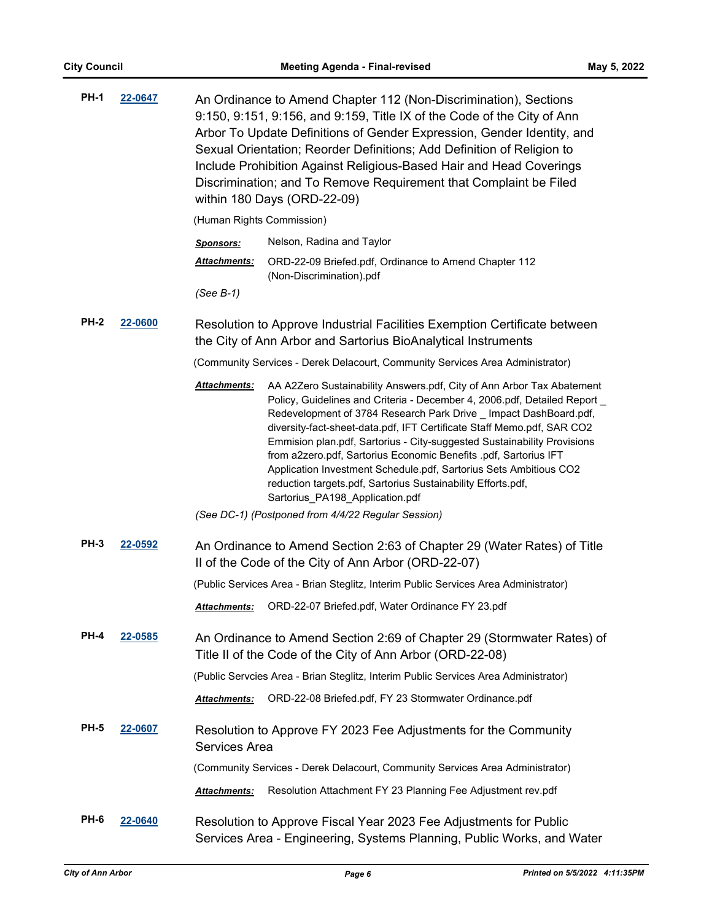**PH-1** **22-0647**

An Ordinance to Amend Chapter 112 (Non-Discrimination), Sections 9:150, 9:151, 9:156, and 9:159, Title IX of the Code of the City of Ann Arbor To Update Definitions of Gender Expression, Gender Identity, and Sexual Orientation; Reorder Definitions; Add Definition of Religion to Include Prohibition Against Religious-Based Hair and Head Coverings Discrimination; and To Remove Requirement that Complaint be Filed within 180 Days (ORD-22-09)

(Human Rights Commission)

***Sponsors:*** Nelson, Radina and Taylor

***Attachments:*** ORD-22-09 Briefed.pdf, Ordinance to Amend Chapter 112 (Non-Discrimination).pdf

*(See B-1)*

**PH-2** **22-0600**

Resolution to Approve Industrial Facilities Exemption Certificate between the City of Ann Arbor and Sartorius BioAnalytical Instruments

(Community Services - Derek Delacourt, Community Services Area Administrator)

***Attachments:*** AA A2Zero Sustainability Answers.pdf, City of Ann Arbor Tax Abatement Policy, Guidelines and Criteria - December 4, 2006.pdf, Detailed Report _ Redevelopment of 3784 Research Park Drive _ Impact DashBoard.pdf, diversity-fact-sheet-data.pdf, IFT Certificate Staff Memo.pdf, SAR CO2 Emmision plan.pdf, Sartorius - City-suggested Sustainability Provisions from a2zero.pdf, Sartorius Economic Benefits .pdf, Sartorius IFT Application Investment Schedule.pdf, Sartorius Sets Ambitious CO2 reduction targets.pdf, Sartorius Sustainability Efforts.pdf, Sartorius_PA198_Application.pdf

*(See DC-1) (Postponed from 4/4/22 Regular Session)*

**PH-3** **22-0592**

An Ordinance to Amend Section 2:63 of Chapter 29 (Water Rates) of Title II of the Code of the City of Ann Arbor (ORD-22-07)

(Public Services Area - Brian Steglitz, Interim Public Services Area Administrator)

***Attachments:*** ORD-22-07 Briefed.pdf, Water Ordinance FY 23.pdf

**PH-4** **22-0585**

An Ordinance to Amend Section 2:69 of Chapter 29 (Stormwater Rates) of Title II of the Code of the City of Ann Arbor (ORD-22-08)

(Public Servcies Area - Brian Steglitz, Interim Public Services Area Administrator)

***Attachments:*** ORD-22-08 Briefed.pdf, FY 23 Stormwater Ordinance.pdf

**PH-5** **22-0607**

Resolution to Approve FY 2023 Fee Adjustments for the Community Services Area

(Community Services - Derek Delacourt, Community Services Area Administrator)

***Attachments:*** Resolution Attachment FY 23 Planning Fee Adjustment rev.pdf

**PH-6** **22-0640**

Resolution to Approve Fiscal Year 2023 Fee Adjustments for Public Services Area - Engineering, Systems Planning, Public Works, and Water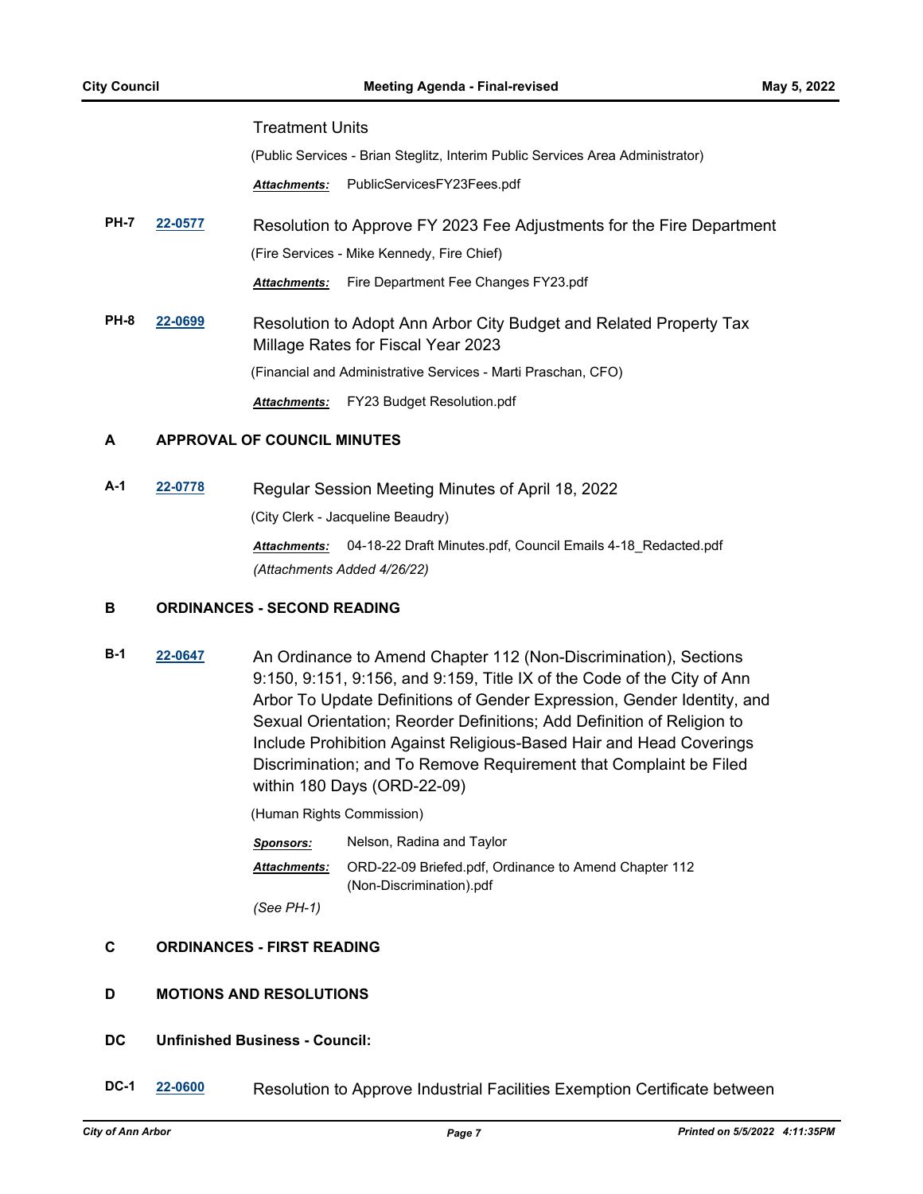Treatment Units

(Public Services - Brian Steglitz, Interim Public Services Area Administrator)

***Attachments:*** PublicServicesFY23Fees.pdf

**PH-7** **22-0577** Resolution to Approve FY 2023 Fee Adjustments for the Fire Department

(Fire Services - Mike Kennedy, Fire Chief)

***Attachments:*** Fire Department Fee Changes FY23.pdf

**PH-8** **22-0699** Resolution to Adopt Ann Arbor City Budget and Related Property Tax Millage Rates for Fiscal Year 2023

(Financial and Administrative Services - Marti Praschan, CFO)

***Attachments:*** FY23 Budget Resolution.pdf

## A APPROVAL OF COUNCIL MINUTES

**A-1** **22-0778** Regular Session Meeting Minutes of April 18, 2022

(City Clerk - Jacqueline Beaudry)

***Attachments:*** 04-18-22 Draft Minutes.pdf, Council Emails 4-18_Redacted.pdf

*(Attachments Added 4/26/22)*

## B ORDINANCES - SECOND READING

**B-1** **22-0647** An Ordinance to Amend Chapter 112 (Non-Discrimination), Sections 9:150, 9:151, 9:156, and 9:159, Title IX of the Code of the City of Ann Arbor To Update Definitions of Gender Expression, Gender Identity, and Sexual Orientation; Reorder Definitions; Add Definition of Religion to Include Prohibition Against Religious-Based Hair and Head Coverings Discrimination; and To Remove Requirement that Complaint be Filed within 180 Days (ORD-22-09)

(Human Rights Commission)

***Sponsors:*** Nelson, Radina and Taylor

***Attachments:*** ORD-22-09 Briefed.pdf, Ordinance to Amend Chapter 112 (Non-Discrimination).pdf

*(See PH-1)*

## C ORDINANCES - FIRST READING

## D MOTIONS AND RESOLUTIONS

## DC Unfinished Business - Council:

**DC-1** **22-0600** Resolution to Approve Industrial Facilities Exemption Certificate between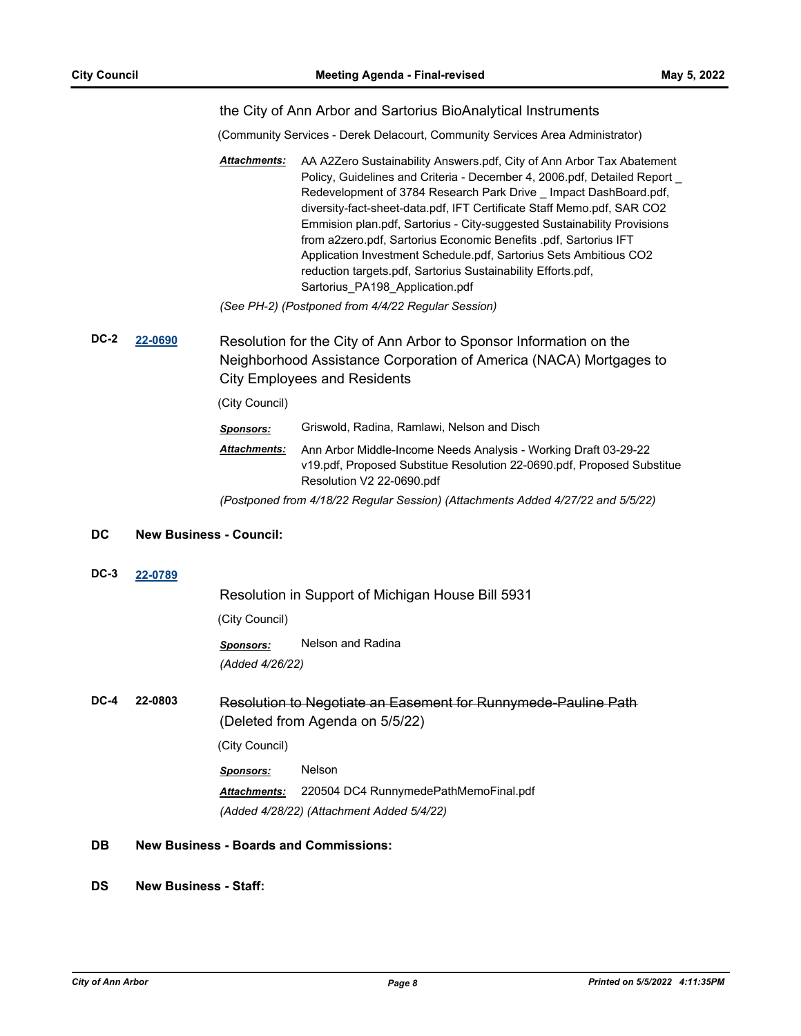the City of Ann Arbor and Sartorius BioAnalytical Instruments

(Community Services - Derek Delacourt, Community Services Area Administrator)

***Attachments:*** AA A2Zero Sustainability Answers.pdf, City of Ann Arbor Tax Abatement Policy, Guidelines and Criteria - December 4, 2006.pdf, Detailed Report _ Redevelopment of 3784 Research Park Drive _ Impact DashBoard.pdf, diversity-fact-sheet-data.pdf, IFT Certificate Staff Memo.pdf, SAR CO2 Emmision plan.pdf, Sartorius - City-suggested Sustainability Provisions from a2zero.pdf, Sartorius Economic Benefits .pdf, Sartorius IFT Application Investment Schedule.pdf, Sartorius Sets Ambitious CO2 reduction targets.pdf, Sartorius Sustainability Efforts.pdf, Sartorius_PA198_Application.pdf

*(See PH-2) (Postponed from 4/4/22 Regular Session)*

**DC-2** **22-0690** Resolution for the City of Ann Arbor to Sponsor Information on the Neighborhood Assistance Corporation of America (NACA) Mortgages to City Employees and Residents

(City Council)

***Sponsors:*** Griswold, Radina, Ramlawi, Nelson and Disch

***Attachments:*** Ann Arbor Middle-Income Needs Analysis - Working Draft 03-29-22 v19.pdf, Proposed Substitue Resolution 22-0690.pdf, Proposed Substitue Resolution V2 22-0690.pdf

*(Postponed from 4/18/22 Regular Session) (Attachments Added 4/27/22 and 5/5/22)*

## DC New Business - Council:

**DC-3** **22-0789** Resolution in Support of Michigan House Bill 5931

(City Council)

***Sponsors:*** Nelson and Radina

*(Added 4/26/22)*

**DC-4** **22-0803** ~~Resolution to Negotiate an Easement for Runnymede-Pauline Path~~ (Deleted from Agenda on 5/5/22)

(City Council)

***Sponsors:*** Nelson

***Attachments:*** 220504 DC4 RunnymedePathMemoFinal.pdf

*(Added 4/28/22) (Attachment Added 5/4/22)*

## DB New Business - Boards and Commissions:

## DS New Business - Staff: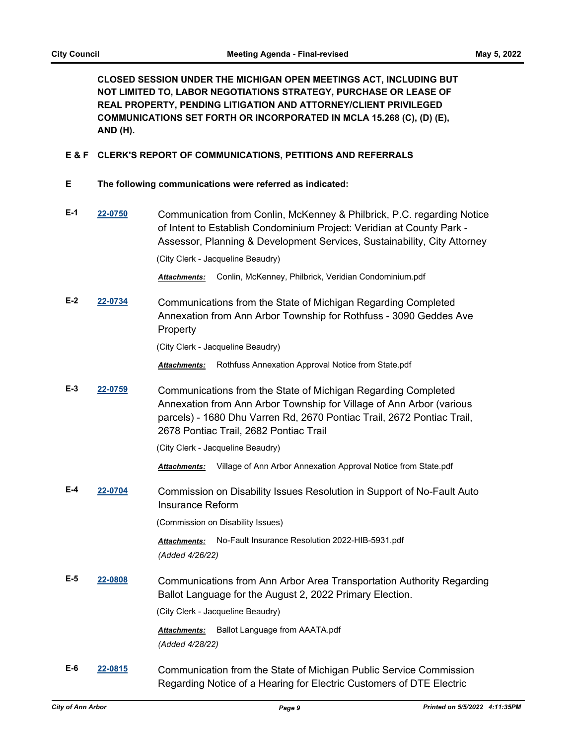**CLOSED SESSION UNDER THE MICHIGAN OPEN MEETINGS ACT, INCLUDING BUT NOT LIMITED TO, LABOR NEGOTIATIONS STRATEGY, PURCHASE OR LEASE OF REAL PROPERTY, PENDING LITIGATION AND ATTORNEY/CLIENT PRIVILEGED COMMUNICATIONS SET FORTH OR INCORPORATED IN MCLA 15.268 (C), (D) (E), AND (H).**

## E & F CLERK'S REPORT OF COMMUNICATIONS, PETITIONS AND REFERRALS

### E The following communications were referred as indicated:

**E-1** [22-0750](22-0750)

Communication from Conlin, McKenney & Philbrick, P.C. regarding Notice of Intent to Establish Condominium Project: Veridian at County Park - Assessor, Planning & Development Services, Sustainability, City Attorney

(City Clerk - Jacqueline Beaudry)

***Attachments:*** Conlin, McKenney, Philbrick, Veridian Condominium.pdf

**E-2** [22-0734](22-0734)

Communications from the State of Michigan Regarding Completed Annexation from Ann Arbor Township for Rothfuss - 3090 Geddes Ave Property

(City Clerk - Jacqueline Beaudry)

***Attachments:*** Rothfuss Annexation Approval Notice from State.pdf

**E-3** [22-0759](22-0759)

Communications from the State of Michigan Regarding Completed Annexation from Ann Arbor Township for Village of Ann Arbor (various parcels) - 1680 Dhu Varren Rd, 2670 Pontiac Trail, 2672 Pontiac Trail, 2678 Pontiac Trail, 2682 Pontiac Trail

(City Clerk - Jacqueline Beaudry)

***Attachments:*** Village of Ann Arbor Annexation Approval Notice from State.pdf

**E-4** [22-0704](22-0704)

Commission on Disability Issues Resolution in Support of No-Fault Auto Insurance Reform

(Commission on Disability Issues)

***Attachments:*** No-Fault Insurance Resolution 2022-HIB-5931.pdf

*(Added 4/26/22)*

**E-5** [22-0808](22-0808)

Communications from Ann Arbor Area Transportation Authority Regarding Ballot Language for the August 2, 2022 Primary Election.

(City Clerk - Jacqueline Beaudry)

***Attachments:*** Ballot Language from AAATA.pdf

*(Added 4/28/22)*

**E-6** [22-0815](22-0815)

Communication from the State of Michigan Public Service Commission Regarding Notice of a Hearing for Electric Customers of DTE Electric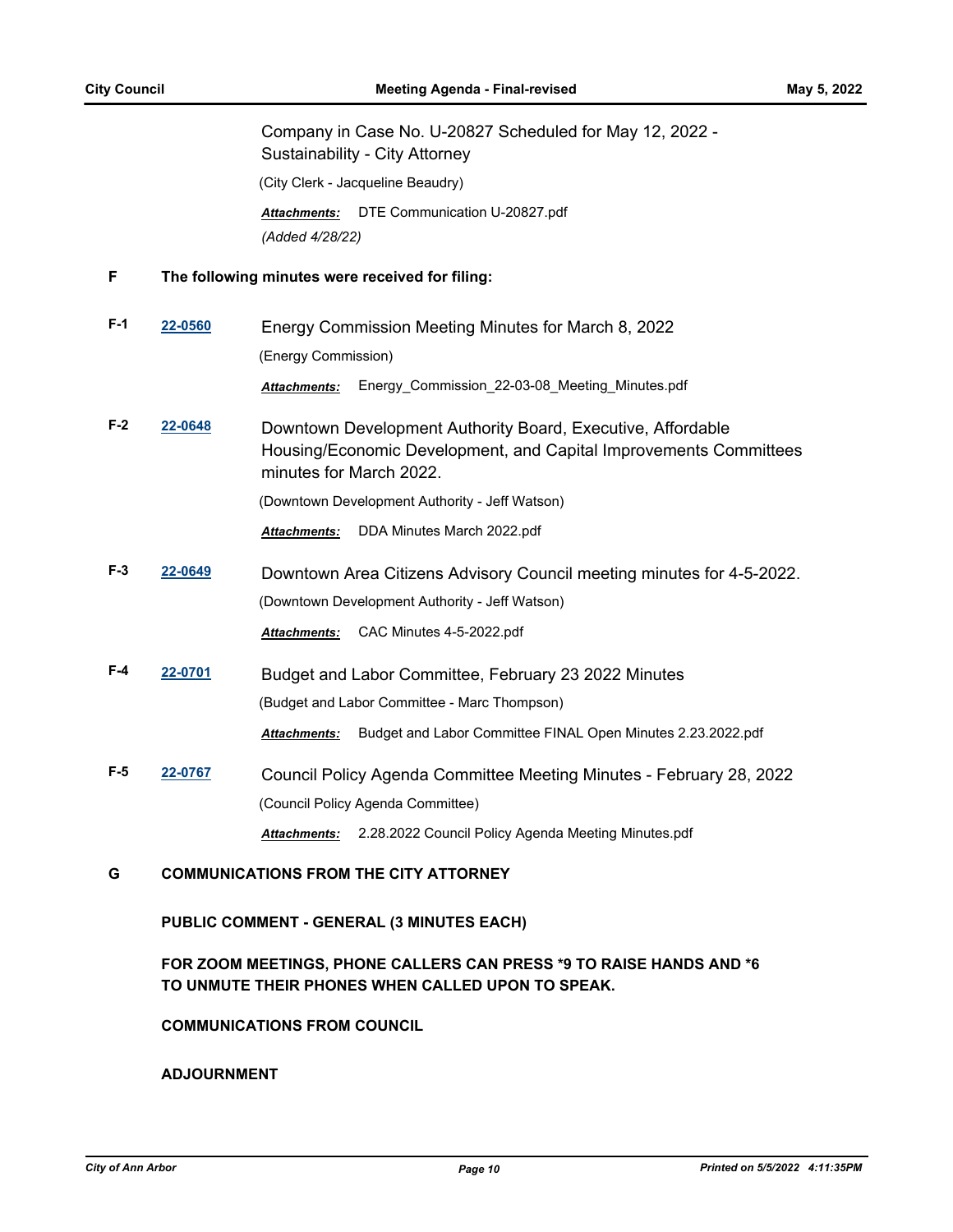Company in Case No. U-20827 Scheduled for May 12, 2022 - Sustainability - City Attorney

(City Clerk - Jacqueline Beaudry)

***Attachments:*** DTE Communication U-20827.pdf

*(Added 4/28/22)*

## F The following minutes were received for filing:

**F-1** [22-0560](#) Energy Commission Meeting Minutes for March 8, 2022

(Energy Commission)

***Attachments:*** Energy_Commission_22-03-08_Meeting_Minutes.pdf

**F-2** [22-0648](#) Downtown Development Authority Board, Executive, Affordable Housing/Economic Development, and Capital Improvements Committees minutes for March 2022.

(Downtown Development Authority - Jeff Watson)

***Attachments:*** DDA Minutes March 2022.pdf

**F-3** [22-0649](#) Downtown Area Citizens Advisory Council meeting minutes for 4-5-2022.

(Downtown Development Authority - Jeff Watson)

***Attachments:*** CAC Minutes 4-5-2022.pdf

**F-4** [22-0701](#) Budget and Labor Committee, February 23 2022 Minutes

(Budget and Labor Committee - Marc Thompson)

***Attachments:*** Budget and Labor Committee FINAL Open Minutes 2.23.2022.pdf

**F-5** [22-0767](#) Council Policy Agenda Committee Meeting Minutes - February 28, 2022

(Council Policy Agenda Committee)

***Attachments:*** 2.28.2022 Council Policy Agenda Meeting Minutes.pdf

## G COMMUNICATIONS FROM THE CITY ATTORNEY

**PUBLIC COMMENT - GENERAL (3 MINUTES EACH)**

**FOR ZOOM MEETINGS, PHONE CALLERS CAN PRESS *9 TO RAISE HANDS AND *6 TO UNMUTE THEIR PHONES WHEN CALLED UPON TO SPEAK.**

**COMMUNICATIONS FROM COUNCIL**

**ADJOURNMENT**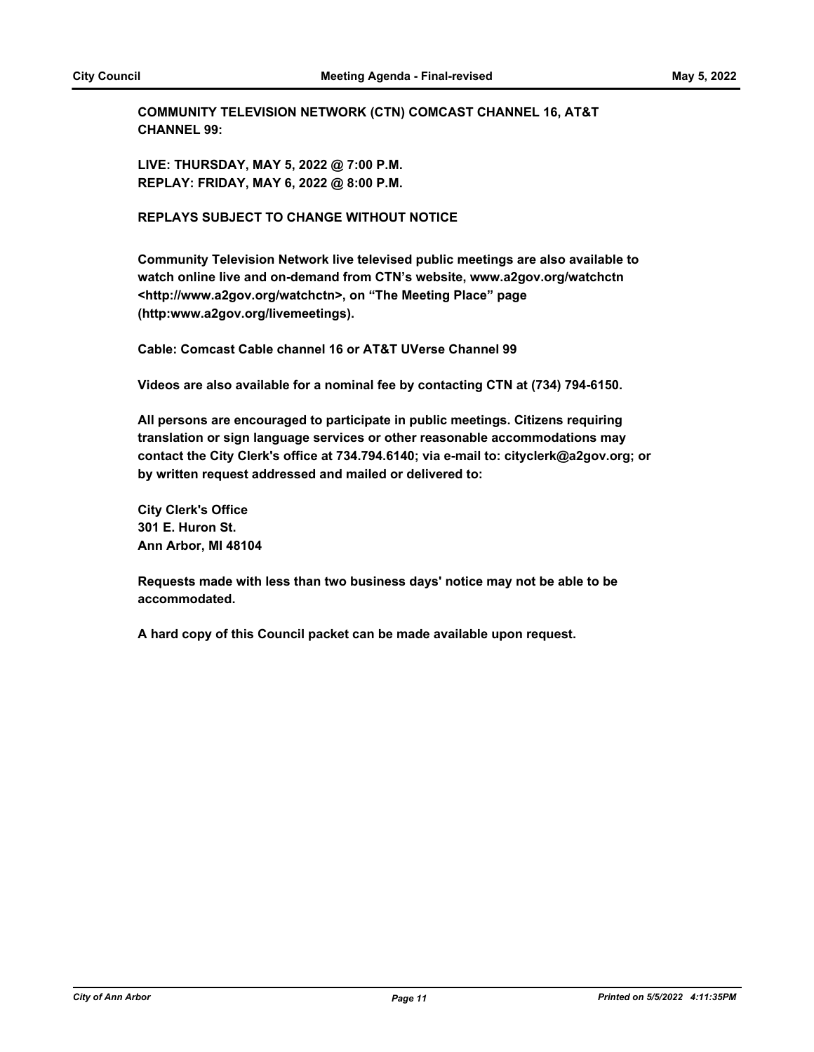**COMMUNITY TELEVISION NETWORK (CTN) COMCAST CHANNEL 16, AT&T CHANNEL 99:**

**LIVE: THURSDAY, MAY 5, 2022 @ 7:00 P.M.**
**REPLAY: FRIDAY, MAY 6, 2022 @ 8:00 P.M.**

**REPLAYS SUBJECT TO CHANGE WITHOUT NOTICE**

**Community Television Network live televised public meetings are also available to watch online live and on-demand from CTN's website, www.a2gov.org/watchctn <http://www.a2gov.org/watchctn>, on "The Meeting Place" page (http:www.a2gov.org/livemeetings).**

**Cable: Comcast Cable channel 16 or AT&T UVerse Channel 99**

**Videos are also available for a nominal fee by contacting CTN at (734) 794-6150.**

**All persons are encouraged to participate in public meetings. Citizens requiring translation or sign language services or other reasonable accommodations may contact the City Clerk's office at 734.794.6140; via e-mail to: cityclerk@a2gov.org; or by written request addressed and mailed or delivered to:**

**City Clerk's Office**
**301 E. Huron St.**
**Ann Arbor, MI 48104**

**Requests made with less than two business days' notice may not be able to be accommodated.**

**A hard copy of this Council packet can be made available upon request.**